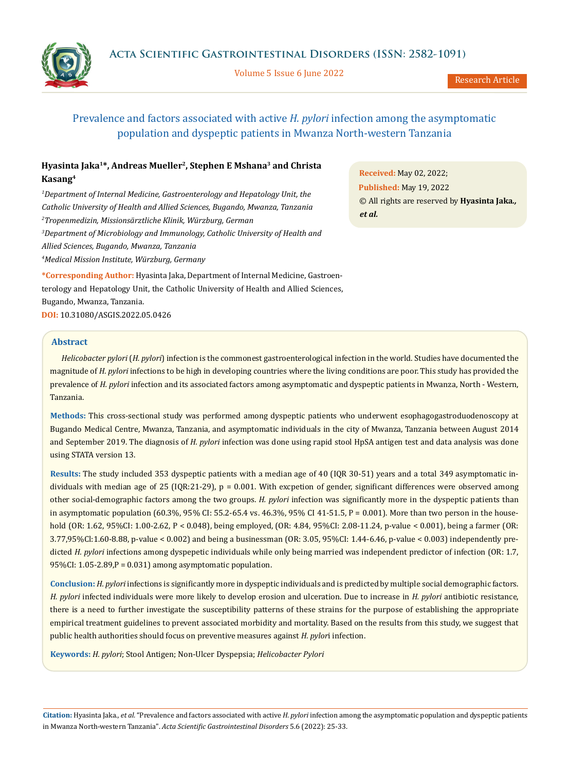# Prevalence and factors associated with active *H. pylori* infection among the asymptomatic population and dyspeptic patients in Mwanza North-western Tanzania

**Hyasinta Jaka[1]*, Andreas Mueller[2], Stephen E Mshana[3] and Christa Kasang[4]**

[1]*Department of Internal Medicine, Gastroenterology and Hepatology Unit, the Catholic University of Health and Allied Sciences, Bugando, Mwanza, Tanzania*

[2]*Tropenmedizin, Missionsärztliche Klinik, Würzburg, German*

[3]*Department of Microbiology and Immunology, Catholic University of Health and Allied Sciences, Bugando, Mwanza, Tanzania*

[4]*Medical Mission Institute, Würzburg, Germany*

**\*Corresponding Author:** Hyasinta Jaka, Department of Internal Medicine, Gastroenterology and Hepatology Unit, the Catholic University of Health and Allied Sciences, Bugando, Mwanza, Tanzania.

**DOI:** 10.31080/ASGIS.2022.05.0426

**Received:** May 02, 2022;
**Published:** May 19, 2022
© All rights are reserved by **Hyasinta Jaka., *et al.***

## Abstract

*Helicobacter pylori* (*H. pylori*) infection is the commonest gastroenterological infection in the world. Studies have documented the magnitude of *H. pylori* infections to be high in developing countries where the living conditions are poor. This study has provided the prevalence of *H. pylori* infection and its associated factors among asymptomatic and dyspeptic patients in Mwanza, North - Western, Tanzania.

**Methods:** This cross-sectional study was performed among dyspeptic patients who underwent esophagogastroduodenoscopy at Bugando Medical Centre, Mwanza, Tanzania, and asymptomatic individuals in the city of Mwanza, Tanzania between August 2014 and September 2019. The diagnosis of *H. pylori* infection was done using rapid stool HpSA antigen test and data analysis was done using STATA version 13.

**Results:** The study included 353 dyspeptic patients with a median age of 40 (IQR 30-51) years and a total 349 asymptomatic individuals with median age of 25 (IQR:21-29), p = 0.001. With excpetion of gender, significant differences were observed among other social-demographic factors among the two groups. *H. pylori* infection was significantly more in the dyspeptic patients than in asymptomatic population (60.3%, 95% CI: 55.2-65.4 vs. 46.3%, 95% CI 41-51.5, P = 0.001). More than two person in the household (OR: 1.62, 95%CI: 1.00-2.62, P < 0.048), being employed, (OR: 4.84, 95%CI: 2.08-11.24, p-value < 0.001), being a farmer (OR: 3.77,95%Cl:1.60-8.88, p-value < 0.002) and being a businessman (OR: 3.05, 95%CI: 1.44-6.46, p-value < 0.003) independently predicted *H. pylori* infections among dyspepetic individuals while only being married was independent predictor of infection (OR: 1.7, 95%CI: 1.05-2.89,P = 0.031) among asymptomatic population.

**Conclusion:** *H. pylori* infections is significantly more in dyspeptic individuals and is predicted by multiple social demographic factors. *H. pylori* infected individuals were more likely to develop erosion and ulceration. Due to increase in *H. pylori* antibiotic resistance, there is a need to further investigate the susceptibility patterns of these strains for the purpose of establishing the appropriate empirical treatment guidelines to prevent associated morbidity and mortality. Based on the results from this study, we suggest that public health authorities should focus on preventive measures against *H. pylor*i infection.

**Keywords:** *H. pylori*; Stool Antigen; Non-Ulcer Dyspepsia; *Helicobacter Pylori*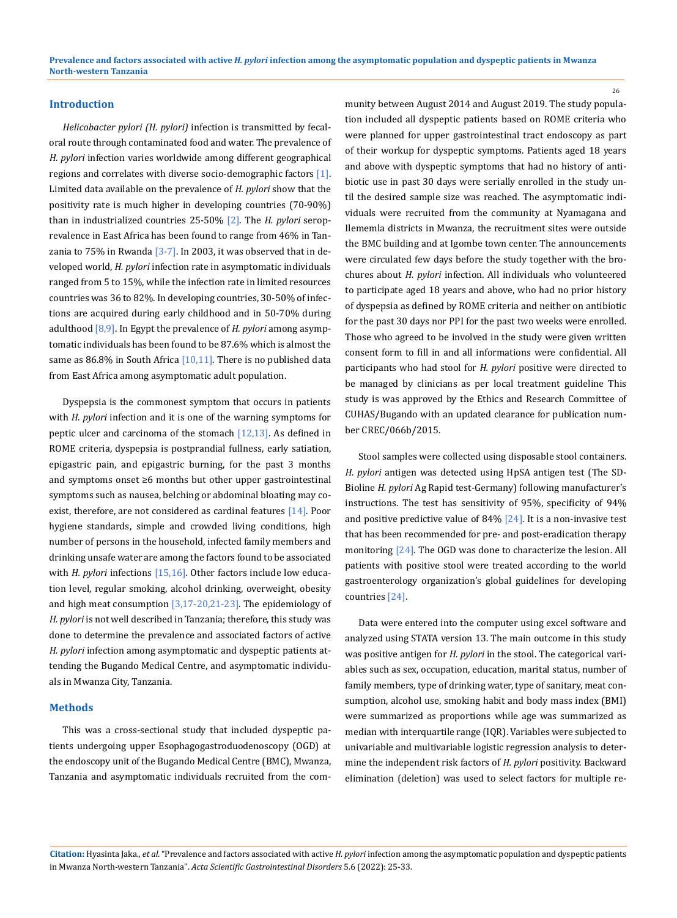## Introduction

*Helicobacter pylori (H. pylori)* infection is transmitted by fecal-oral route through contaminated food and water. The prevalence of *H. pylori* infection varies worldwide among different geographical regions and correlates with diverse socio-demographic factors [1]. Limited data available on the prevalence of *H. pylori* show that the positivity rate is much higher in developing countries (70-90%) than in industrialized countries 25-50% [2]. The *H. pylori* seroprevalence in East Africa has been found to range from 46% in Tanzania to 75% in Rwanda [3-7]. In 2003, it was observed that in developed world, *H. pylori* infection rate in asymptomatic individuals ranged from 5 to 15%, while the infection rate in limited resources countries was 36 to 82%. In developing countries, 30-50% of infections are acquired during early childhood and in 50-70% during adulthood [8,9]. In Egypt the prevalence of *H. pylori* among asymptomatic individuals has been found to be 87.6% which is almost the same as 86.8% in South Africa [10,11]. There is no published data from East Africa among asymptomatic adult population.

Dyspepsia is the commonest symptom that occurs in patients with *H. pylori* infection and it is one of the warning symptoms for peptic ulcer and carcinoma of the stomach [12,13]. As defined in ROME criteria, dyspepsia is postprandial fullness, early satiation, epigastric pain, and epigastric burning, for the past 3 months and symptoms onset ≥6 months but other upper gastrointestinal symptoms such as nausea, belching or abdominal bloating may co-exist, therefore, are not considered as cardinal features [14]. Poor hygiene standards, simple and crowded living conditions, high number of persons in the household, infected family members and drinking unsafe water are among the factors found to be associated with *H. pylori* infections [15,16]. Other factors include low education level, regular smoking, alcohol drinking, overweight, obesity and high meat consumption [3,17-20,21-23]. The epidemiology of *H. pylori* is not well described in Tanzania; therefore, this study was done to determine the prevalence and associated factors of active *H. pylori* infection among asymptomatic and dyspeptic patients attending the Bugando Medical Centre, and asymptomatic individuals in Mwanza City, Tanzania.

## Methods

This was a cross-sectional study that included dyspeptic patients undergoing upper Esophagogastroduodenoscopy (OGD) at the endoscopy unit of the Bugando Medical Centre (BMC), Mwanza, Tanzania and asymptomatic individuals recruited from the community between August 2014 and August 2019. The study population included all dyspeptic patients based on ROME criteria who were planned for upper gastrointestinal tract endoscopy as part of their workup for dyspeptic symptoms. Patients aged 18 years and above with dyspeptic symptoms that had no history of antibiotic use in past 30 days were serially enrolled in the study until the desired sample size was reached. The asymptomatic individuals were recruited from the community at Nyamagana and Ilememla districts in Mwanza, the recruitment sites were outside the BMC building and at Igombe town center. The announcements were circulated few days before the study together with the brochures about *H. pylori* infection. All individuals who volunteered to participate aged 18 years and above, who had no prior history of dyspepsia as defined by ROME criteria and neither on antibiotic for the past 30 days nor PPI for the past two weeks were enrolled. Those who agreed to be involved in the study were given written consent form to fill in and all informations were confidential. All participants who had stool for *H. pylori* positive were directed to be managed by clinicians as per local treatment guideline This study is was approved by the Ethics and Research Committee of CUHAS/Bugando with an updated clearance for publication number CREC/066b/2015.

Stool samples were collected using disposable stool containers. *H. pylori* antigen was detected using HpSA antigen test (The SD-Bioline *H. pylori* Ag Rapid test-Germany) following manufacturer's instructions. The test has sensitivity of 95%, specificity of 94% and positive predictive value of 84% [24]. It is a non-invasive test that has been recommended for pre- and post-eradication therapy monitoring [24]. The OGD was done to characterize the lesion. All patients with positive stool were treated according to the world gastroenterology organization's global guidelines for developing countries [24].

Data were entered into the computer using excel software and analyzed using STATA version 13. The main outcome in this study was positive antigen for *H. pylori* in the stool. The categorical variables such as sex, occupation, education, marital status, number of family members, type of drinking water, type of sanitary, meat consumption, alcohol use, smoking habit and body mass index (BMI) were summarized as proportions while age was summarized as median with interquartile range (IQR). Variables were subjected to univariable and multivariable logistic regression analysis to determine the independent risk factors of *H. pylori* positivity. Backward elimination (deletion) was used to select factors for multiple re-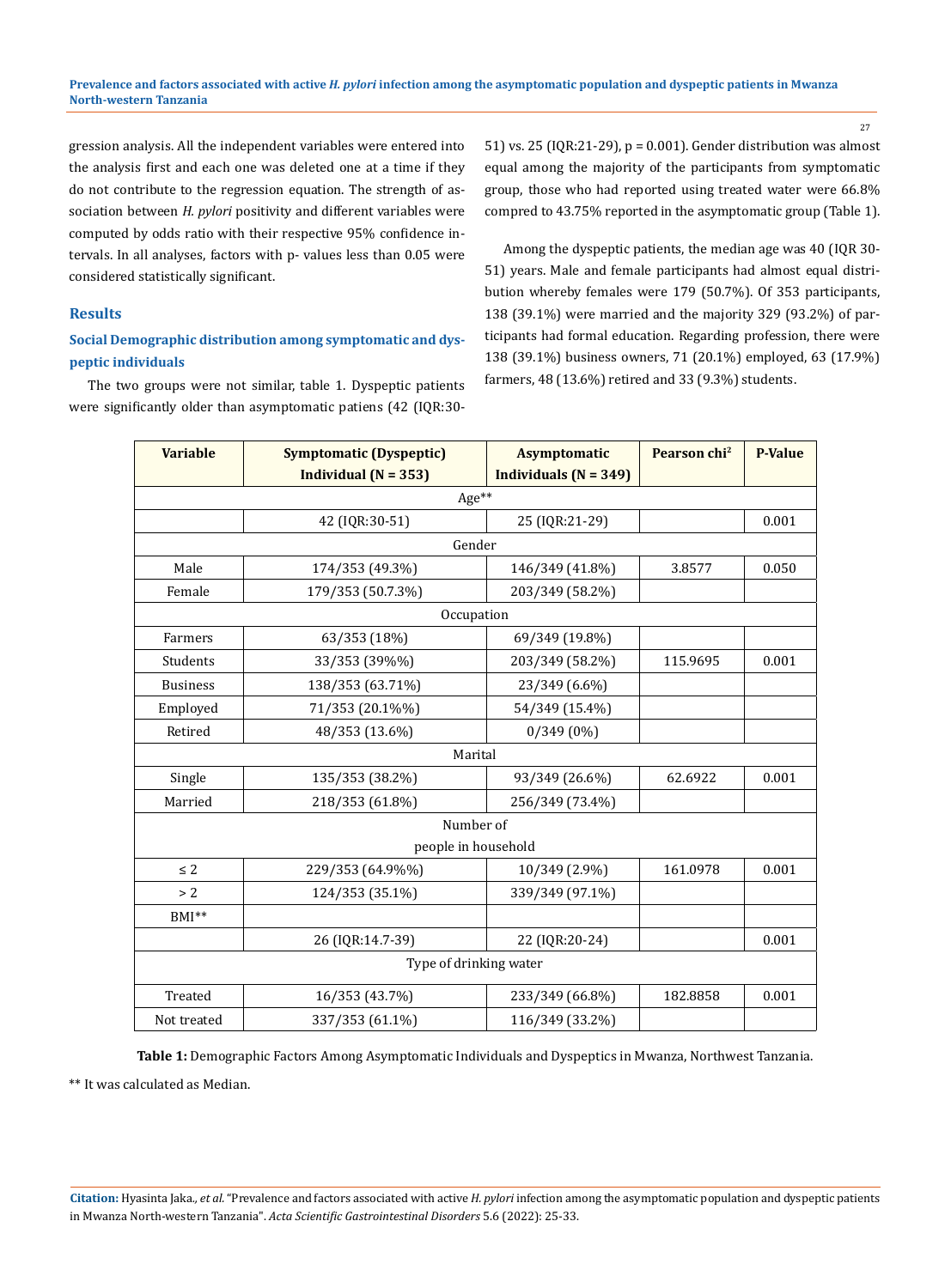gression analysis. All the independent variables were entered into the analysis first and each one was deleted one at a time if they do not contribute to the regression equation. The strength of association between *H. pylori* positivity and different variables were computed by odds ratio with their respective 95% confidence intervals. In all analyses, factors with p- values less than 0.05 were considered statistically significant.

## Results

### Social Demographic distribution among symptomatic and dyspeptic individuals

The two groups were not similar, table 1. Dyspeptic patients were significantly older than asymptomatic patiens (42 (IQR:30-51) vs. 25 (IQR:21-29), p = 0.001). Gender distribution was almost equal among the majority of the participants from symptomatic group, those who had reported using treated water were 66.8% compred to 43.75% reported in the asymptomatic group (Table 1).

Among the dyspeptic patients, the median age was 40 (IQR 30-51) years. Male and female participants had almost equal distribution whereby females were 179 (50.7%). Of 353 participants, 138 (39.1%) were married and the majority 329 (93.2%) of participants had formal education. Regarding profession, there were 138 (39.1%) business owners, 71 (20.1%) employed, 63 (17.9%) farmers, 48 (13.6%) retired and 33 (9.3%) students.

| Variable | Symptomatic (Dyspeptic) Individual (N = 353) | Asymptomatic Individuals (N = 349) | Pearson chi² | P-Value |
|---|---|---|---|---|
| Age** | | | | |
| | 42 (IQR:30-51) | 25 (IQR:21-29) | | 0.001 |
| Gender | | | | |
| Male | 174/353 (49.3%) | 146/349 (41.8%) | 3.8577 | 0.050 |
| Female | 179/353 (50.7.3%) | 203/349 (58.2%) | | |
| Occupation | | | | |
| Farmers | 63/353 (18%) | 69/349 (19.8%) | | |
| Students | 33/353 (39%%) | 203/349 (58.2%) | 115.9695 | 0.001 |
| Business | 138/353 (63.71%) | 23/349 (6.6%) | | |
| Employed | 71/353 (20.1%%) | 54/349 (15.4%) | | |
| Retired | 48/353 (13.6%) | 0/349 (0%) | | |
| Marital | | | | |
| Single | 135/353 (38.2%) | 93/349 (26.6%) | 62.6922 | 0.001 |
| Married | 218/353 (61.8%) | 256/349 (73.4%) | | |
| Number of people in household | | | | |
| ≤ 2 | 229/353 (64.9%%) | 10/349 (2.9%) | 161.0978 | 0.001 |
| > 2 | 124/353 (35.1%) | 339/349 (97.1%) | | |
| BMI** | | | | |
| | 26 (IQR:14.7-39) | 22 (IQR:20-24) | | 0.001 |
| Type of drinking water | | | | |
| Treated | 16/353 (43.7%) | 233/349 (66.8%) | 182.8858 | 0.001 |
| Not treated | 337/353 (61.1%) | 116/349 (33.2%) | | |

**Table 1:** Demographic Factors Among Asymptomatic Individuals and Dyspeptics in Mwanza, Northwest Tanzania.

** It was calculated as Median.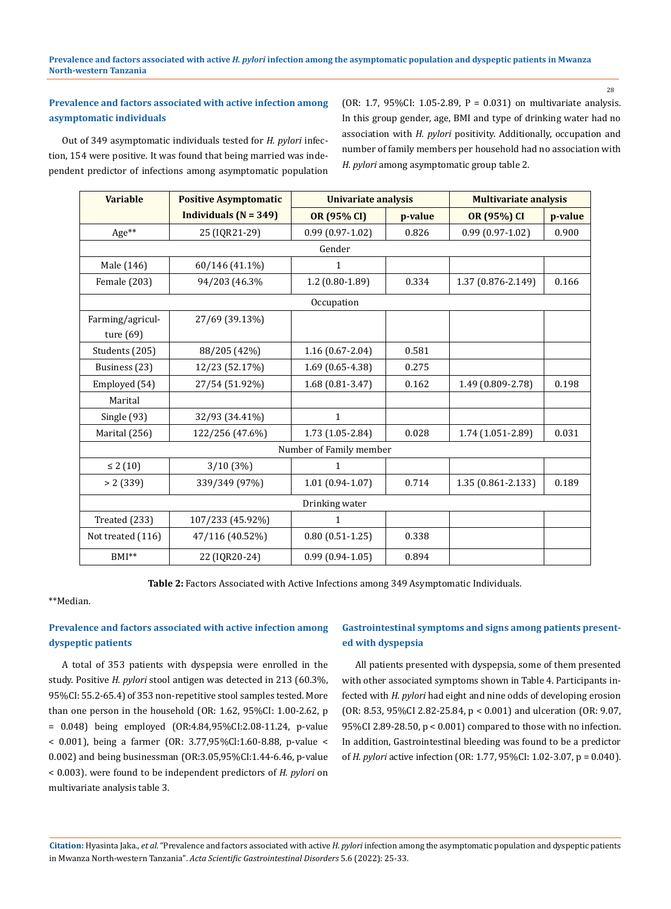### Prevalence and factors associated with active infection among asymptomatic individuals

Out of 349 asymptomatic individuals tested for *H. pylori* infection, 154 were positive. It was found that being married was independent predictor of infections among asymptomatic population (OR: 1.7, 95%CI: 1.05-2.89, P = 0.031) on multivariate analysis. In this group gender, age, BMI and type of drinking water had no association with *H. pylori* positivity. Additionally, occupation and number of family members per household had no association with *H. pylori* among asymptomatic group table 2.

| Variable | Positive Asymptomatic Individuals (N = 349) | Univariate analysis | | Multivariate analysis | |
|---|---|---|---|---|---|
| | | OR (95% CI) | p-value | OR (95%) CI | p-value |
| Age** | 25 (IQR21-29) | 0.99 (0.97-1.02) | 0.826 | 0.99 (0.97-1.02) | 0.900 |
| Gender | | | | | |
| Male (146) | 60/146 (41.1%) | 1 | | | |
| Female (203) | 94/203 (46.3% | 1.2 (0.80-1.89) | 0.334 | 1.37 (0.876-2.149) | 0.166 |
| Occupation | | | | | |
| Farming/agriculture (69) | 27/69 (39.13%) | | | | |
| Students (205) | 88/205 (42%) | 1.16 (0.67-2.04) | 0.581 | | |
| Business (23) | 12/23 (52.17%) | 1.69 (0.65-4.38) | 0.275 | | |
| Employed (54) | 27/54 (51.92%) | 1.68 (0.81-3.47) | 0.162 | 1.49 (0.809-2.78) | 0.198 |
| Marital | | | | | |
| Single (93) | 32/93 (34.41%) | 1 | | | |
| Marital (256) | 122/256 (47.6%) | 1.73 (1.05-2.84) | 0.028 | 1.74 (1.051-2.89) | 0.031 |
| Number of Family member | | | | | |
| ≤ 2 (10) | 3/10 (3%) | 1 | | | |
| > 2 (339) | 339/349 (97%) | 1.01 (0.94-1.07) | 0.714 | 1.35 (0.861-2.133) | 0.189 |
| Drinking water | | | | | |
| Treated (233) | 107/233 (45.92%) | 1 | | | |
| Not treated (116) | 47/116 (40.52%) | 0.80 (0.51-1.25) | 0.338 | | |
| BMI** | 22 (IQR20-24) | 0.99 (0.94-1.05) | 0.894 | | |

**Table 2:** Factors Associated with Active Infections among 349 Asymptomatic Individuals.

**Median.

### Prevalence and factors associated with active infection among dyspeptic patients

A total of 353 patients with dyspepsia were enrolled in the study. Positive *H. pylori* stool antigen was detected in 213 (60.3%, 95%CI: 55.2-65.4) of 353 non-repetitive stool samples tested. More than one person in the household (OR: 1.62, 95%CI: 1.00-2.62, p = 0.048) being employed (OR:4.84,95%CI:2.08-11.24, p-value < 0.001), being a farmer (OR: 3.77,95%Cl:1.60-8.88, p-value < 0.002) and being businessman (OR:3.05,95%CI:1.44-6.46, p-value < 0.003). were found to be independent predictors of *H. pylori* on multivariate analysis table 3.

### Gastrointestinal symptoms and signs among patients presented with dyspepsia

All patients presented with dyspepsia, some of them presented with other associated symptoms shown in Table 4. Participants infected with *H. pylori* had eight and nine odds of developing erosion (OR: 8.53, 95%CI 2.82-25.84, p < 0.001) and ulceration (OR: 9.07, 95%CI 2.89-28.50, p < 0.001) compared to those with no infection. In addition, Gastrointestinal bleeding was found to be a predictor of *H. pylori* active infection (OR: 1.77, 95%CI: 1.02-3.07, p = 0.040).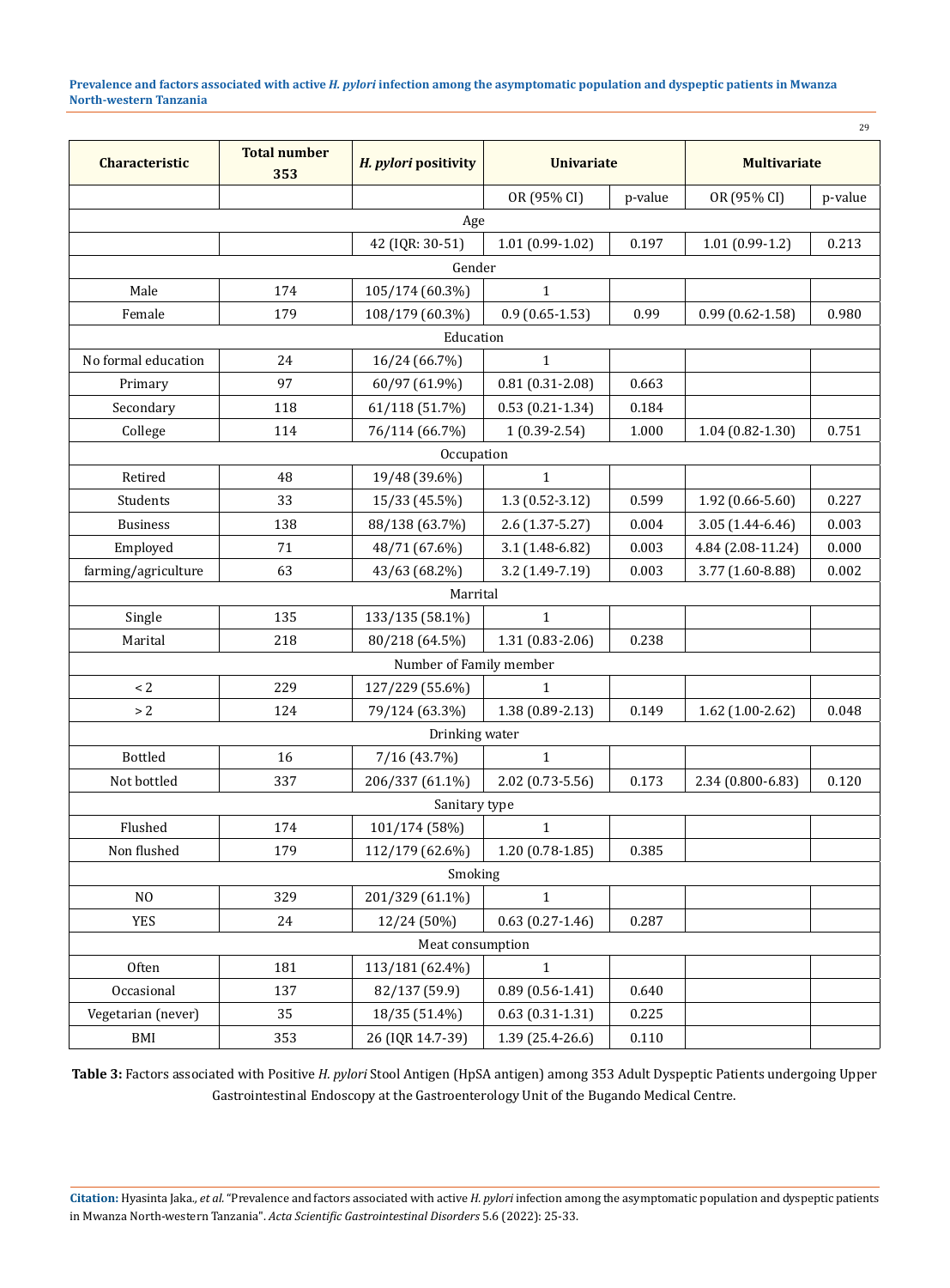| Characteristic | Total number 353 | *H. pylori* positivity | Univariate | | Multivariate | |
|---|---|---|---|---|---|---|
| | | | OR (95% CI) | p-value | OR (95% CI) | p-value |
| Age | | | | | | |
| | | 42 (IQR: 30-51) | 1.01 (0.99-1.02) | 0.197 | 1.01 (0.99-1.2) | 0.213 |
| Gender | | | | | | |
| Male | 174 | 105/174 (60.3%) | 1 | | | |
| Female | 179 | 108/179 (60.3%) | 0.9 (0.65-1.53) | 0.99 | 0.99 (0.62-1.58) | 0.980 |
| Education | | | | | | |
| No formal education | 24 | 16/24 (66.7%) | 1 | | | |
| Primary | 97 | 60/97 (61.9%) | 0.81 (0.31-2.08) | 0.663 | | |
| Secondary | 118 | 61/118 (51.7%) | 0.53 (0.21-1.34) | 0.184 | | |
| College | 114 | 76/114 (66.7%) | 1 (0.39-2.54) | 1.000 | 1.04 (0.82-1.30) | 0.751 |
| Occupation | | | | | | |
| Retired | 48 | 19/48 (39.6%) | 1 | | | |
| Students | 33 | 15/33 (45.5%) | 1.3 (0.52-3.12) | 0.599 | 1.92 (0.66-5.60) | 0.227 |
| Business | 138 | 88/138 (63.7%) | 2.6 (1.37-5.27) | 0.004 | 3.05 (1.44-6.46) | 0.003 |
| Employed | 71 | 48/71 (67.6%) | 3.1 (1.48-6.82) | 0.003 | 4.84 (2.08-11.24) | 0.000 |
| farming/agriculture | 63 | 43/63 (68.2%) | 3.2 (1.49-7.19) | 0.003 | 3.77 (1.60-8.88) | 0.002 |
| Marrital | | | | | | |
| Single | 135 | 133/135 (58.1%) | 1 | | | |
| Marital | 218 | 80/218 (64.5%) | 1.31 (0.83-2.06) | 0.238 | | |
| Number of Family member | | | | | | |
| < 2 | 229 | 127/229 (55.6%) | 1 | | | |
| > 2 | 124 | 79/124 (63.3%) | 1.38 (0.89-2.13) | 0.149 | 1.62 (1.00-2.62) | 0.048 |
| Drinking water | | | | | | |
| Bottled | 16 | 7/16 (43.7%) | 1 | | | |
| Not bottled | 337 | 206/337 (61.1%) | 2.02 (0.73-5.56) | 0.173 | 2.34 (0.800-6.83) | 0.120 |
| Sanitary type | | | | | | |
| Flushed | 174 | 101/174 (58%) | 1 | | | |
| Non flushed | 179 | 112/179 (62.6%) | 1.20 (0.78-1.85) | 0.385 | | |
| Smoking | | | | | | |
| NO | 329 | 201/329 (61.1%) | 1 | | | |
| YES | 24 | 12/24 (50%) | 0.63 (0.27-1.46) | 0.287 | | |
| Meat consumption | | | | | | |
| Often | 181 | 113/181 (62.4%) | 1 | | | |
| Occasional | 137 | 82/137 (59.9) | 0.89 (0.56-1.41) | 0.640 | | |
| Vegetarian (never) | 35 | 18/35 (51.4%) | 0.63 (0.31-1.31) | 0.225 | | |
| BMI | 353 | 26 (IQR 14.7-39) | 1.39 (25.4-26.6) | 0.110 | | |

**Table 3:** Factors associated with Positive *H. pylori* Stool Antigen (HpSA antigen) among 353 Adult Dyspeptic Patients undergoing Upper Gastrointestinal Endoscopy at the Gastroenterology Unit of the Bugando Medical Centre.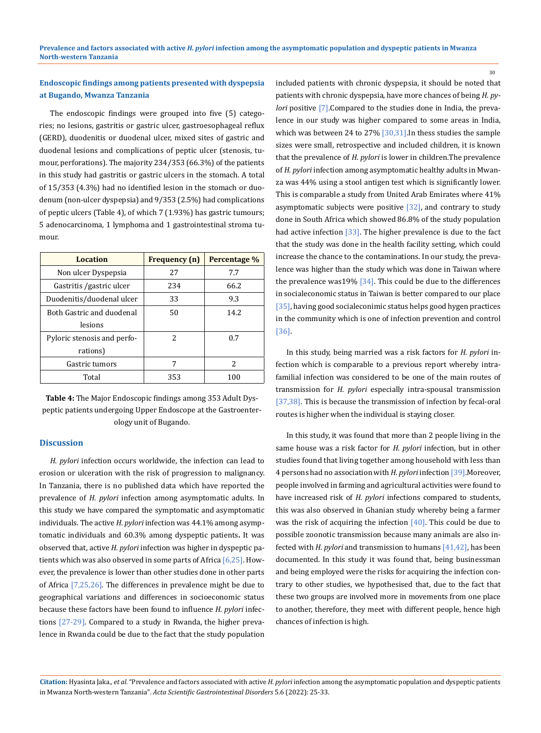### Endoscopic findings among patients presented with dyspepsia at Bugando, Mwanza Tanzania

The endoscopic findings were grouped into five (5) categories; no lesions, gastritis or gastric ulcer, gastroesophageal reflux (GERD), duodenitis or duodenal ulcer, mixed sites of gastric and duodenal lesions and complications of peptic ulcer (stenosis, tumour, perforations). The majority 234/353 (66.3%) of the patients in this study had gastritis or gastric ulcers in the stomach. A total of 15/353 (4.3%) had no identified lesion in the stomach or duodenum (non-ulcer dyspepsia) and 9/353 (2.5%) had complications of peptic ulcers (Table 4), of which 7 (1.93%) has gastric tumours; 5 adenocarcinoma, 1 lymphoma and 1 gastrointestinal stroma tumour.

| Location | Frequency (n) | Percentage % |
|---|---|---|
| Non ulcer Dyspepsia | 27 | 7.7 |
| Gastritis /gastric ulcer | 234 | 66.2 |
| Duodenitis/duodenal ulcer | 33 | 9.3 |
| Both Gastric and duodenal lesions | 50 | 14.2 |
| Pyloric stenosis and perforations) | 2 | 0.7 |
| Gastric tumors | 7 | 2 |
| Total | 353 | 100 |

**Table 4:** The Major Endoscopic findings among 353 Adult Dyspeptic patients undergoing Upper Endoscope at the Gastroenterology unit of Bugando.

## Discussion

*H. pylori* infection occurs worldwide, the infection can lead to erosion or ulceration with the risk of progression to malignancy. In Tanzania, there is no published data which have reported the prevalence of *H. pylori* infection among asymptomatic adults. In this study we have compared the symptomatic and asymptomatic individuals. The active *H. pylori* infection was 44.1% among asymptomatic individuals and 60.3% among dyspeptic patients**.** It was observed that, active *H. pylori* infection was higher in dyspeptic patients which was also observed in some parts of Africa [6,25]. However, the prevalence is lower than other studies done in other parts of Africa [7,25,26]. The differences in prevalence might be due to geographical variations and differences in socioeconomic status because these factors have been found to influence *H. pylori* infections [27-29]. Compared to a study in Rwanda, the higher prevalence in Rwanda could be due to the fact that the study population included patients with chronic dyspepsia, it should be noted that patients with chronic dyspepsia, have more chances of being *H. pylori* positive [7].Compared to the studies done in India, the prevalence in our study was higher compared to some areas in India, which was between 24 to 27% [30,31].In thess studies the sample sizes were small, retrospective and included children, it is known that the prevalence of *H. pylori* is lower in children.The prevalence of *H. pylori* infection among asymptomatic healthy adults in Mwanza was 44% using a stool antigen test which is significantly lower. This is comparable a study from United Arab Emirates where 41% asymptomatic subjects were positive [32], and contrary to study done in South Africa which showed 86.8% of the study population had active infection [33]. The higher prevalence is due to the fact that the study was done in the health facility setting, which could increase the chance to the contaminations. In our study, the prevalence was higher than the study which was done in Taiwan where the prevalence was19% [34]. This could be due to the differences in socialeconomic status in Taiwan is better compared to our place [35], having good socialeconimic status helps good hygen practices in the community which is one of infection prevention and control [36].

In this study, being married was a risk factors for *H. pylori* infection which is comparable to a previous report whereby intrafamilial infection was considered to be one of the main routes of transmission for *H. pylori* especially intra-spousal transmission [37,38]. This is because the transmission of infection by fecal-oral routes is higher when the individual is staying closer.

In this study, it was found that more than 2 people living in the same house was a risk factor for *H. pylori* infection, but in other studies found that living together among household with less than 4 persons had no association with *H. pylori* infection [39].Moreover, people involved in farming and agricultural activities were found to have increased risk of *H. pylori* infections compared to students, this was also observed in Ghanian study whereby being a farmer was the risk of acquiring the infection [40]. This could be due to possible zoonotic transmission because many animals are also infected with *H. pylori* and transmission to humans [41,42], has been documented. In this study it was found that, being businessman and being employed were the risks for acquiring the infection contrary to other studies, we hypothesised that, due to the fact that these two groups are involved more in movements from one place to another, therefore, they meet with different people, hence high chances of infection is high.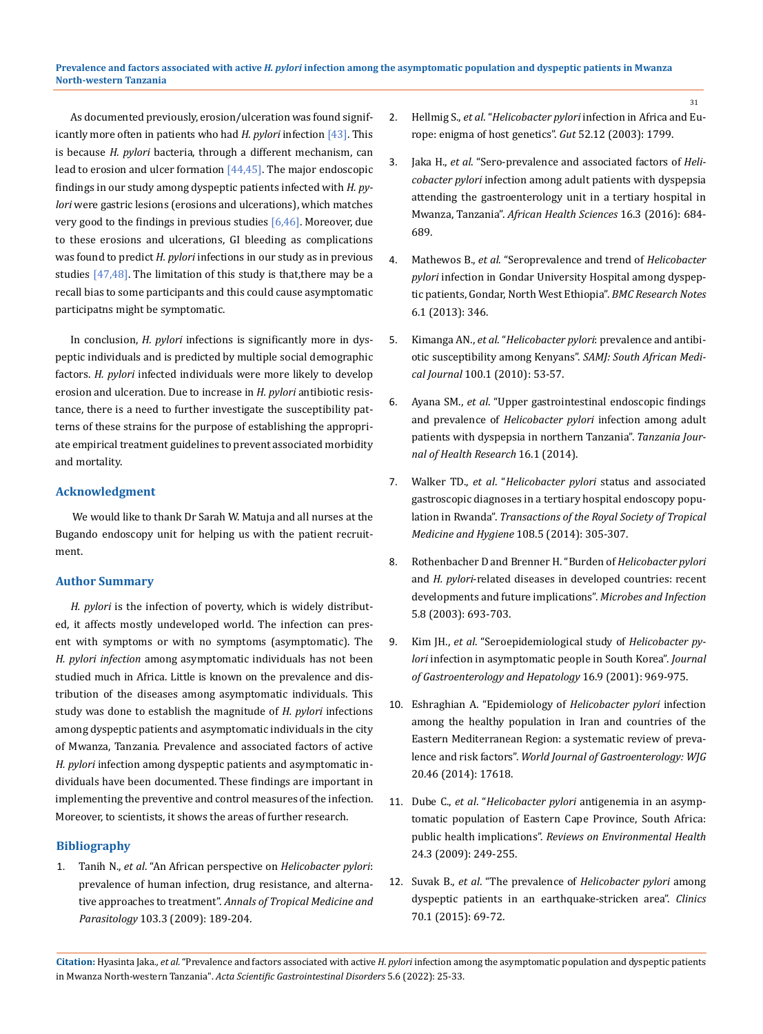As documented previously, erosion/ulceration was found significantly more often in patients who had *H. pylori* infection [43]. This is because *H. pylori* bacteria, through a different mechanism, can lead to erosion and ulcer formation [44,45]. The major endoscopic findings in our study among dyspeptic patients infected with *H. pylori* were gastric lesions (erosions and ulcerations), which matches very good to the findings in previous studies [6,46]. Moreover, due to these erosions and ulcerations, GI bleeding as complications was found to predict *H. pylori* infections in our study as in previous studies [47,48]. The limitation of this study is that,there may be a recall bias to some participants and this could cause asymptomatic participatns might be symptomatic.

In conclusion, *H. pylori* infections is significantly more in dyspeptic individuals and is predicted by multiple social demographic factors. *H. pylori* infected individuals were more likely to develop erosion and ulceration. Due to increase in *H. pylori* antibiotic resistance, there is a need to further investigate the susceptibility patterns of these strains for the purpose of establishing the appropriate empirical treatment guidelines to prevent associated morbidity and mortality.

## Acknowledgment

We would like to thank Dr Sarah W. Matuja and all nurses at the Bugando endoscopy unit for helping us with the patient recruitment.

## Author Summary

*H. pylori* is the infection of poverty, which is widely distributed, it affects mostly undeveloped world. The infection can present with symptoms or with no symptoms (asymptomatic). The *H. pylori infection* among asymptomatic individuals has not been studied much in Africa. Little is known on the prevalence and distribution of the diseases among asymptomatic individuals. This study was done to establish the magnitude of *H. pylori* infections among dyspeptic patients and asymptomatic individuals in the city of Mwanza, Tanzania. Prevalence and associated factors of active *H. pylori* infection among dyspeptic patients and asymptomatic individuals have been documented. These findings are important in implementing the preventive and control measures of the infection. Moreover, to scientists, it shows the areas of further research.

## Bibliography

1. Tanih N., *et al*. "An African perspective on *Helicobacter pylori*: prevalence of human infection, drug resistance, and alternative approaches to treatment". *Annals of Tropical Medicine and Parasitology* 103.3 (2009): 189-204.
2. Hellmig S., *et al*. "*Helicobacter pylori* infection in Africa and Europe: enigma of host genetics". *Gut* 52.12 (2003): 1799.
3. Jaka H., *et al*. "Sero-prevalence and associated factors of *Helicobacter pylori* infection among adult patients with dyspepsia attending the gastroenterology unit in a tertiary hospital in Mwanza, Tanzania". *African Health Sciences* 16.3 (2016): 684-689.
4. Mathewos B., *et al*. "Seroprevalence and trend of *Helicobacter pylori* infection in Gondar University Hospital among dyspeptic patients, Gondar, North West Ethiopia". *BMC Research Notes* 6.1 (2013): 346.
5. Kimanga AN., *et al*. "*Helicobacter pylori*: prevalence and antibiotic susceptibility among Kenyans". *SAMJ: South African Medical Journal* 100.1 (2010): 53-57.
6. Ayana SM., *et al*. "Upper gastrointestinal endoscopic findings and prevalence of *Helicobacter pylori* infection among adult patients with dyspepsia in northern Tanzania". *Tanzania Journal of Health Research* 16.1 (2014).
7. Walker TD., *et al*. "*Helicobacter pylori* status and associated gastroscopic diagnoses in a tertiary hospital endoscopy population in Rwanda". *Transactions of the Royal Society of Tropical Medicine and Hygiene* 108.5 (2014): 305-307.
8. Rothenbacher D and Brenner H. "Burden of *Helicobacter pylori* and *H. pylori*-related diseases in developed countries: recent developments and future implications". *Microbes and Infection* 5.8 (2003): 693-703.
9. Kim JH., *et al*. "Seroepidemiological study of *Helicobacter pylori* infection in asymptomatic people in South Korea". *Journal of Gastroenterology and Hepatology* 16.9 (2001): 969-975.
10. Eshraghian A. "Epidemiology of *Helicobacter pylori* infection among the healthy population in Iran and countries of the Eastern Mediterranean Region: a systematic review of prevalence and risk factors". *World Journal of Gastroenterology: WJG* 20.46 (2014): 17618.
11. Dube C., *et al*. "*Helicobacter pylori* antigenemia in an asymptomatic population of Eastern Cape Province, South Africa: public health implications". *Reviews on Environmental Health* 24.3 (2009): 249-255.
12. Suvak B., *et al*. "The prevalence of *Helicobacter pylori* among dyspeptic patients in an earthquake-stricken area". *Clinics* 70.1 (2015): 69-72.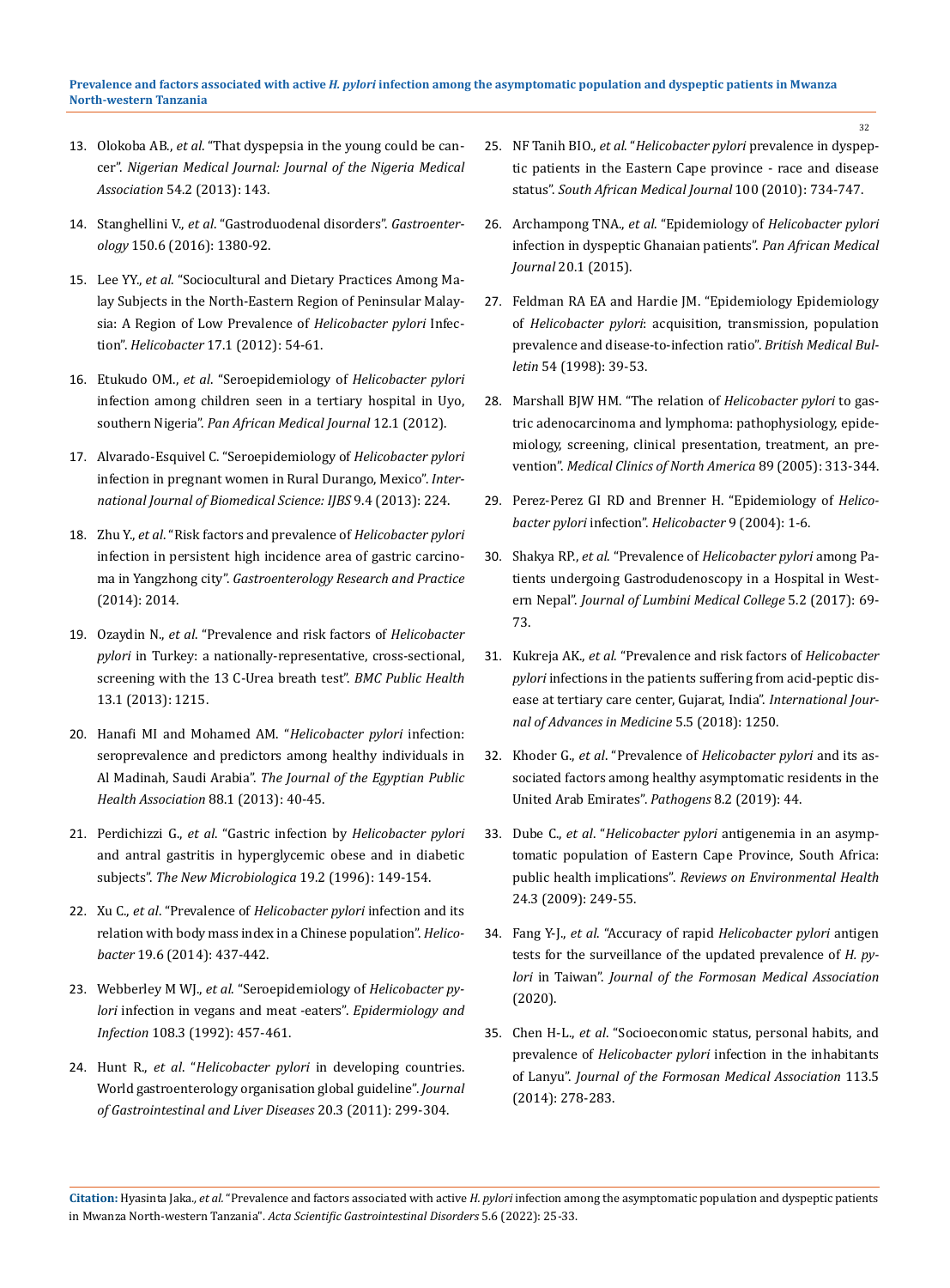13. Olokoba AB., *et al*. "That dyspepsia in the young could be cancer". *Nigerian Medical Journal: Journal of the Nigeria Medical Association* 54.2 (2013): 143.
14. Stanghellini V., *et al*. "Gastroduodenal disorders". *Gastroenterology* 150.6 (2016): 1380-92.
15. Lee YY., *et al*. "Sociocultural and Dietary Practices Among Malay Subjects in the North-Eastern Region of Peninsular Malaysia: A Region of Low Prevalence of *Helicobacter pylori* Infection". *Helicobacter* 17.1 (2012): 54-61.
16. Etukudo OM., *et al*. "Seroepidemiology of *Helicobacter pylori* infection among children seen in a tertiary hospital in Uyo, southern Nigeria". *Pan African Medical Journal* 12.1 (2012).
17. Alvarado-Esquivel C. "Seroepidemiology of *Helicobacter pylori* infection in pregnant women in Rural Durango, Mexico". *International Journal of Biomedical Science: IJBS* 9.4 (2013): 224.
18. Zhu Y., *et al*. "Risk factors and prevalence of *Helicobacter pylori* infection in persistent high incidence area of gastric carcinoma in Yangzhong city". *Gastroenterology Research and Practice* (2014): 2014.
19. Ozaydin N., *et al*. "Prevalence and risk factors of *Helicobacter pylori* in Turkey: a nationally-representative, cross-sectional, screening with the 13 C-Urea breath test". *BMC Public Health* 13.1 (2013): 1215.
20. Hanafi MI and Mohamed AM. "*Helicobacter pylori* infection: seroprevalence and predictors among healthy individuals in Al Madinah, Saudi Arabia". *The Journal of the Egyptian Public Health Association* 88.1 (2013): 40-45.
21. Perdichizzi G., *et al*. "Gastric infection by *Helicobacter pylori* and antral gastritis in hyperglycemic obese and in diabetic subjects". *The New Microbiologica* 19.2 (1996): 149-154.
22. Xu C., *et al*. "Prevalence of *Helicobacter pylori* infection and its relation with body mass index in a Chinese population". *Helicobacter* 19.6 (2014): 437-442.
23. Webberley M WJ., *et al*. "Seroepidemiology of *Helicobacter pylori* infection in vegans and meat -eaters". *Epidermiology and Infection* 108.3 (1992): 457-461.
24. Hunt R., *et al*. "*Helicobacter pylori* in developing countries. World gastroenterology organisation global guideline". *Journal of Gastrointestinal and Liver Diseases* 20.3 (2011): 299-304.
25. NF Tanih BIO., *et al*. "*Helicobacter pylori* prevalence in dyspeptic patients in the Eastern Cape province - race and disease status". *South African Medical Journal* 100 (2010): 734-747.
26. Archampong TNA., *et al*. "Epidemiology of *Helicobacter pylori* infection in dyspeptic Ghanaian patients". *Pan African Medical Journal* 20.1 (2015).
27. Feldman RA EA and Hardie JM. "Epidemiology Epidemiology of *Helicobacter pylori*: acquisition, transmission, population prevalence and disease-to-infection ratio". *British Medical Bulletin* 54 (1998): 39-53.
28. Marshall BJW HM. "The relation of *Helicobacter pylori* to gastric adenocarcinoma and lymphoma: pathophysiology, epidemiology, screening, clinical presentation, treatment, an prevention". *Medical Clinics of North America* 89 (2005): 313-344.
29. Perez-Perez GI RD and Brenner H. "Epidemiology of *Helicobacter pylori* infection". *Helicobacter* 9 (2004): 1-6.
30. Shakya RP., *et al*. "Prevalence of *Helicobacter pylori* among Patients undergoing Gastrodudenoscopy in a Hospital in Western Nepal". *Journal of Lumbini Medical College* 5.2 (2017): 69-73.
31. Kukreja AK., *et al*. "Prevalence and risk factors of *Helicobacter pylori* infections in the patients suffering from acid-peptic disease at tertiary care center, Gujarat, India". *International Journal of Advances in Medicine* 5.5 (2018): 1250.
32. Khoder G., *et al*. "Prevalence of *Helicobacter pylori* and its associated factors among healthy asymptomatic residents in the United Arab Emirates". *Pathogens* 8.2 (2019): 44.
33. Dube C., *et al*. "*Helicobacter pylori* antigenemia in an asymptomatic population of Eastern Cape Province, South Africa: public health implications". *Reviews on Environmental Health* 24.3 (2009): 249-55.
34. Fang Y-J., *et al*. "Accuracy of rapid *Helicobacter pylori* antigen tests for the surveillance of the updated prevalence of *H. pylori* in Taiwan". *Journal of the Formosan Medical Association* (2020).
35. Chen H-L., *et al*. "Socioeconomic status, personal habits, and prevalence of *Helicobacter pylori* infection in the inhabitants of Lanyu". *Journal of the Formosan Medical Association* 113.5 (2014): 278-283.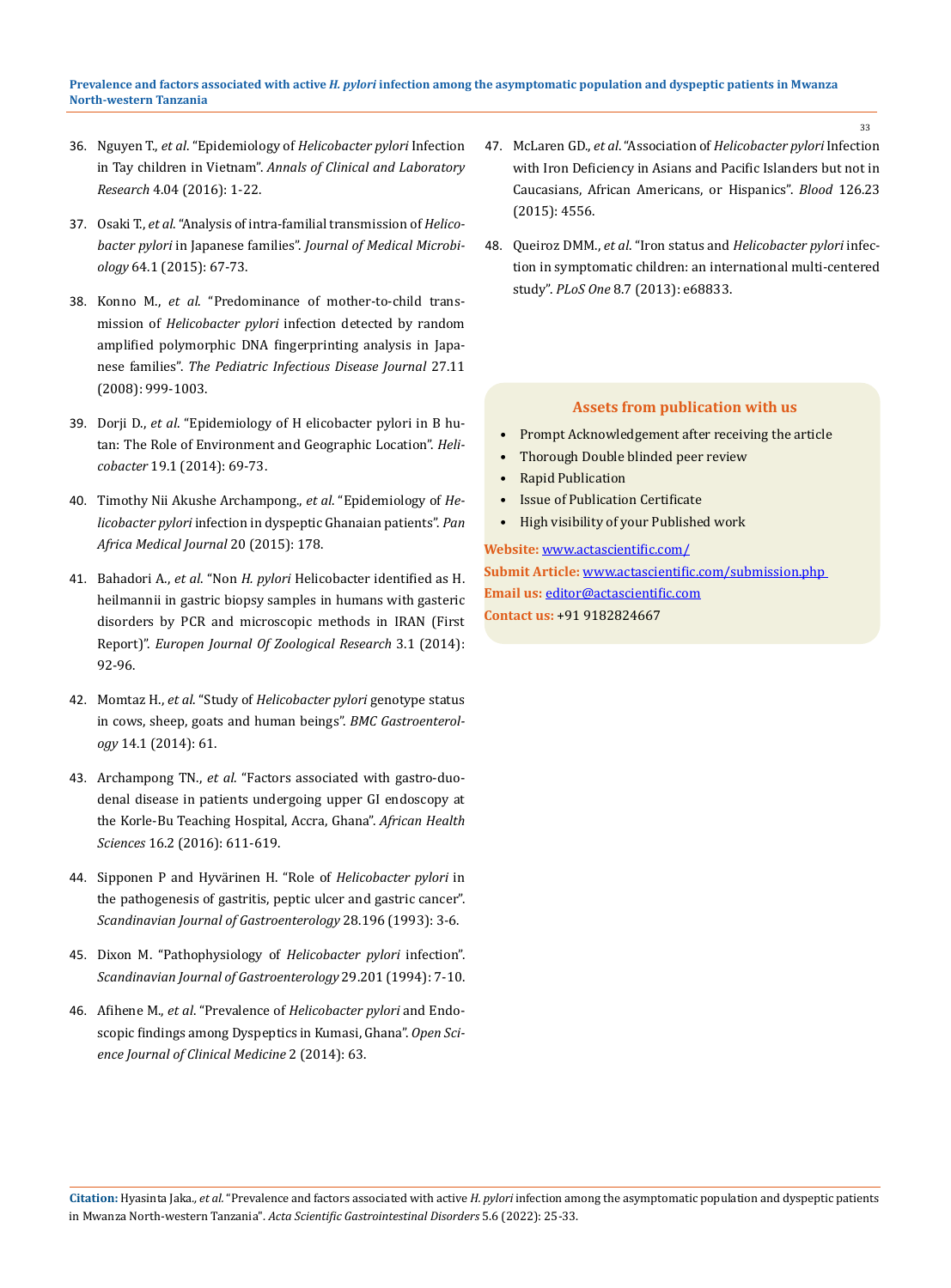36. Nguyen T., *et al*. "Epidemiology of *Helicobacter pylori* Infection in Tay children in Vietnam". *Annals of Clinical and Laboratory Research* 4.04 (2016): 1-22.

37. Osaki T., *et al*. "Analysis of intra-familial transmission of *Helicobacter pylori* in Japanese families". *Journal of Medical Microbiology* 64.1 (2015): 67-73.

38. Konno M., *et al.* "Predominance of mother-to-child transmission of *Helicobacter pylori* infection detected by random amplified polymorphic DNA fingerprinting analysis in Japanese families". *The Pediatric Infectious Disease Journal* 27.11 (2008): 999-1003.

39. Dorji D., *et al*. "Epidemiology of H elicobacter pylori in B hutan: The Role of Environment and Geographic Location". *Helicobacter* 19.1 (2014): 69-73.

40. Timothy Nii Akushe Archampong., *et al*. "Epidemiology of *Helicobacter pylori* infection in dyspeptic Ghanaian patients". *Pan Africa Medical Journal* 20 (2015): 178.

41. Bahadori A., *et al*. "Non *H. pylori* Helicobacter identified as H. heilmannii in gastric biopsy samples in humans with gasteric disorders by PCR and microscopic methods in IRAN (First Report)". *Europen Journal Of Zoological Research* 3.1 (2014): 92-96.

42. Momtaz H., *et al*. "Study of *Helicobacter pylori* genotype status in cows, sheep, goats and human beings". *BMC Gastroenterology* 14.1 (2014): 61.

43. Archampong TN., *et al*. "Factors associated with gastro-duodenal disease in patients undergoing upper GI endoscopy at the Korle-Bu Teaching Hospital, Accra, Ghana". *African Health Sciences* 16.2 (2016): 611-619.

44. Sipponen P and Hyvärinen H. "Role of *Helicobacter pylori* in the pathogenesis of gastritis, peptic ulcer and gastric cancer". *Scandinavian Journal of Gastroenterology* 28.196 (1993): 3-6.

45. Dixon M. "Pathophysiology of *Helicobacter pylori* infection". *Scandinavian Journal of Gastroenterology* 29.201 (1994): 7-10.

46. Afihene M., *et al*. "Prevalence of *Helicobacter pylori* and Endoscopic findings among Dyspeptics in Kumasi, Ghana". *Open Science Journal of Clinical Medicine* 2 (2014): 63.

47. McLaren GD., *et al*. "Association of *Helicobacter pylori* Infection with Iron Deficiency in Asians and Pacific Islanders but not in Caucasians, African Americans, or Hispanics". *Blood* 126.23 (2015): 4556.

48. Queiroz DMM., *et al*. "Iron status and *Helicobacter pylori* infection in symptomatic children: an international multi-centered study". *PLoS One* 8.7 (2013): e68833.

**Assets from publication with us**

- Prompt Acknowledgement after receiving the article
- Thorough Double blinded peer review
- Rapid Publication
- Issue of Publication Certificate
- High visibility of your Published work

**Website:** www.actascientific.com/
**Submit Article:** www.actascientific.com/submission.php
**Email us:** editor@actascientific.com
**Contact us:** +91 9182824667